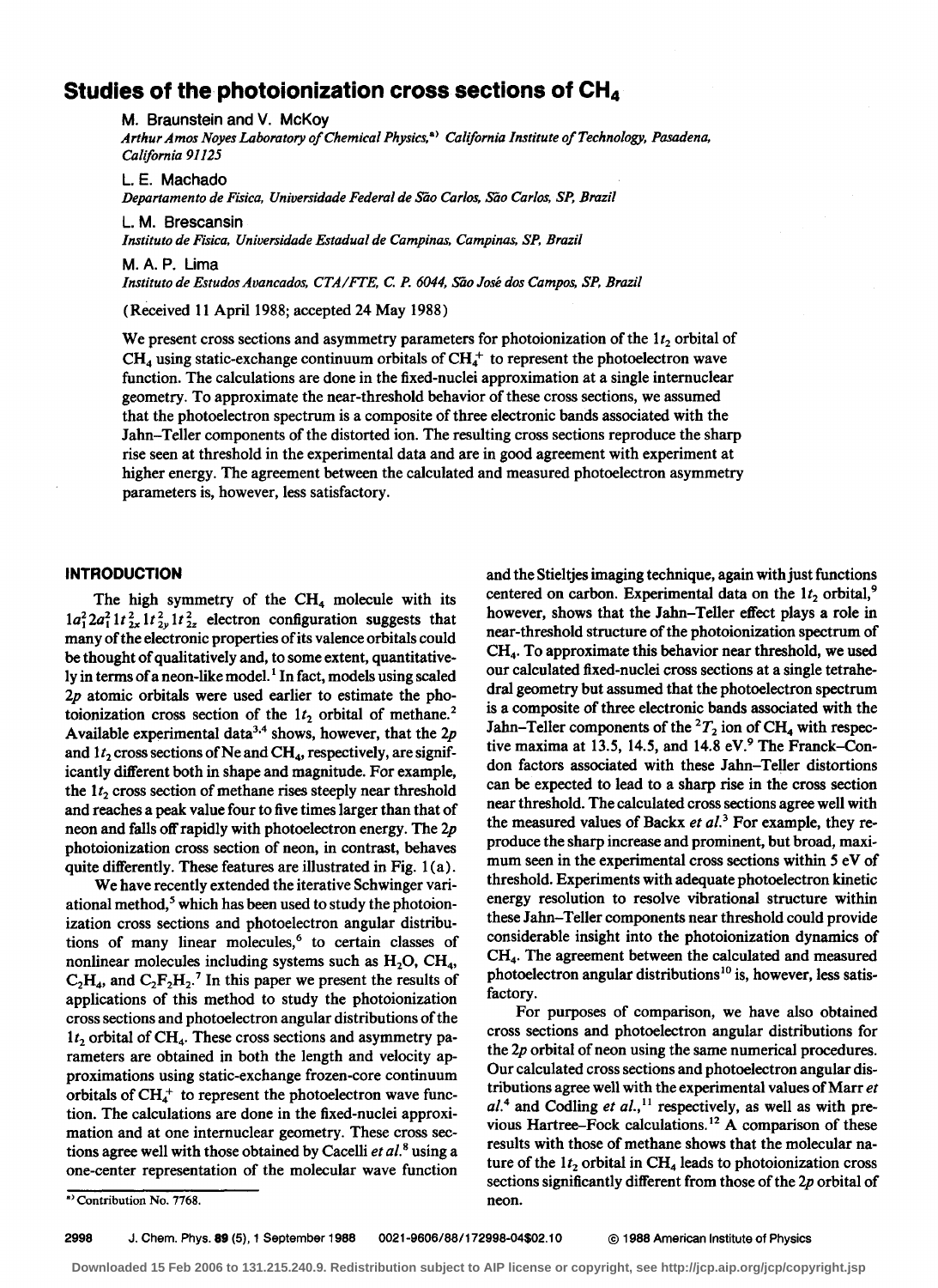# Studies of the photoionization cross sections of $CH_4$

M. Braunstein and V. McKoy

*Arthur Amos Noyes Laboratory of Chemical Physics,*[a] *California Institute of Technology, Pasadena, California 91125*

L. E. Machado

*Departamento de Física, Universidade Federal de São Carlos, São Carlos, SP, Brazil*

L. M. Brescansin

*Instituto de Física, Universidade Estadual de Campinas, Campinas, SP, Brazil*

M. A. P. Lima

*Instituto de Estudos Avancados, CTA/FTE, C. P. 6044, São José dos Campos, SP, Brazil*

(Received 11 April 1988; accepted 24 May 1988)

We present cross sections and asymmetry parameters for photoionization of the $1t_2$ orbital of $CH_4$ using static-exchange continuum orbitals of $CH_4^+$ to represent the photoelectron wave function. The calculations are done in the fixed-nuclei approximation at a single internuclear geometry. To approximate the near-threshold behavior of these cross sections, we assumed that the photoelectron spectrum is a composite of three electronic bands associated with the Jahn–Teller components of the distorted ion. The resulting cross sections reproduce the sharp rise seen at threshold in the experimental data and are in good agreement with experiment at higher energy. The agreement between the calculated and measured photoelectron asymmetry parameters is, however, less satisfactory.

## INTRODUCTION

The high symmetry of the $CH_4$ molecule with its $1a_1^2 2a_1^2 1t_{2x}^2 1t_{2y}^2 1t_{2z}^2$ electron configuration suggests that many of the electronic properties of its valence orbitals could be thought of qualitatively and, to some extent, quantitatively in terms of a neon-like model.[1] In fact, models using scaled $2p$ atomic orbitals were used earlier to estimate the photoionization cross section of the $1t_2$ orbital of methane.[2] Available experimental data[3,4] shows, however, that the $2p$ and $1t_2$ cross sections of Ne and $CH_4$, respectively, are significantly different both in shape and magnitude. For example, the $1t_2$ cross section of methane rises steeply near threshold and reaches a peak value four to five times larger than that of neon and falls off rapidly with photoelectron energy. The $2p$ photoionization cross section of neon, in contrast, behaves quite differently. These features are illustrated in Fig. 1(a).

We have recently extended the iterative Schwinger variational method,[5] which has been used to study the photoionization cross sections and photoelectron angular distributions of many linear molecules,[6] to certain classes of nonlinear molecules including systems such as $H_2O$, $CH_4$, $C_2H_4$, and $C_2F_2H_2$.[7] In this paper we present the results of applications of this method to study the photoionization cross sections and photoelectron angular distributions of the $1t_2$ orbital of $CH_4$. These cross sections and asymmetry parameters are obtained in both the length and velocity approximations using static-exchange frozen-core continuum orbitals of $CH_4^+$ to represent the photoelectron wave function. The calculations are done in the fixed-nuclei approximation and at one internuclear geometry. These cross sections agree well with those obtained by Cacelli *et al.*[8] using a one-center representation of the molecular wave function and the Stieltjes imaging technique, again with just functions centered on carbon. Experimental data on the $1t_2$ orbital,[9] however, shows that the Jahn–Teller effect plays a role in near-threshold structure of the photoionization spectrum of $CH_4$. To approximate this behavior near threshold, we used our calculated fixed-nuclei cross sections at a single tetrahedral geometry but assumed that the photoelectron spectrum is a composite of three electronic bands associated with the Jahn–Teller components of the $^2T_2$ ion of $CH_4$ with respective maxima at 13.5, 14.5, and 14.8 eV.[9] The Franck–Condon factors associated with these Jahn–Teller distortions can be expected to lead to a sharp rise in the cross section near threshold. The calculated cross sections agree well with the measured values of Backx *et al.*[3] For example, they reproduce the sharp increase and prominent, but broad, maximum seen in the experimental cross sections within 5 eV of threshold. Experiments with adequate photoelectron kinetic energy resolution to resolve vibrational structure within these Jahn–Teller components near threshold could provide considerable insight into the photoionization dynamics of $CH_4$. The agreement between the calculated and measured photoelectron angular distributions[10] is, however, less satisfactory.

For purposes of comparison, we have also obtained cross sections and photoelectron angular distributions for the $2p$ orbital of neon using the same numerical procedures. Our calculated cross sections and photoelectron angular distributions agree well with the experimental values of Marr *et al.*[4] and Codling *et al.*,[11] respectively, as well as with previous Hartree–Fock calculations.[12] A comparison of these results with those of methane shows that the molecular nature of the $1t_2$ orbital in $CH_4$ leads to photoionization cross sections significantly different from those of the $2p$ orbital of neon.

[a] Contribution No. 7768.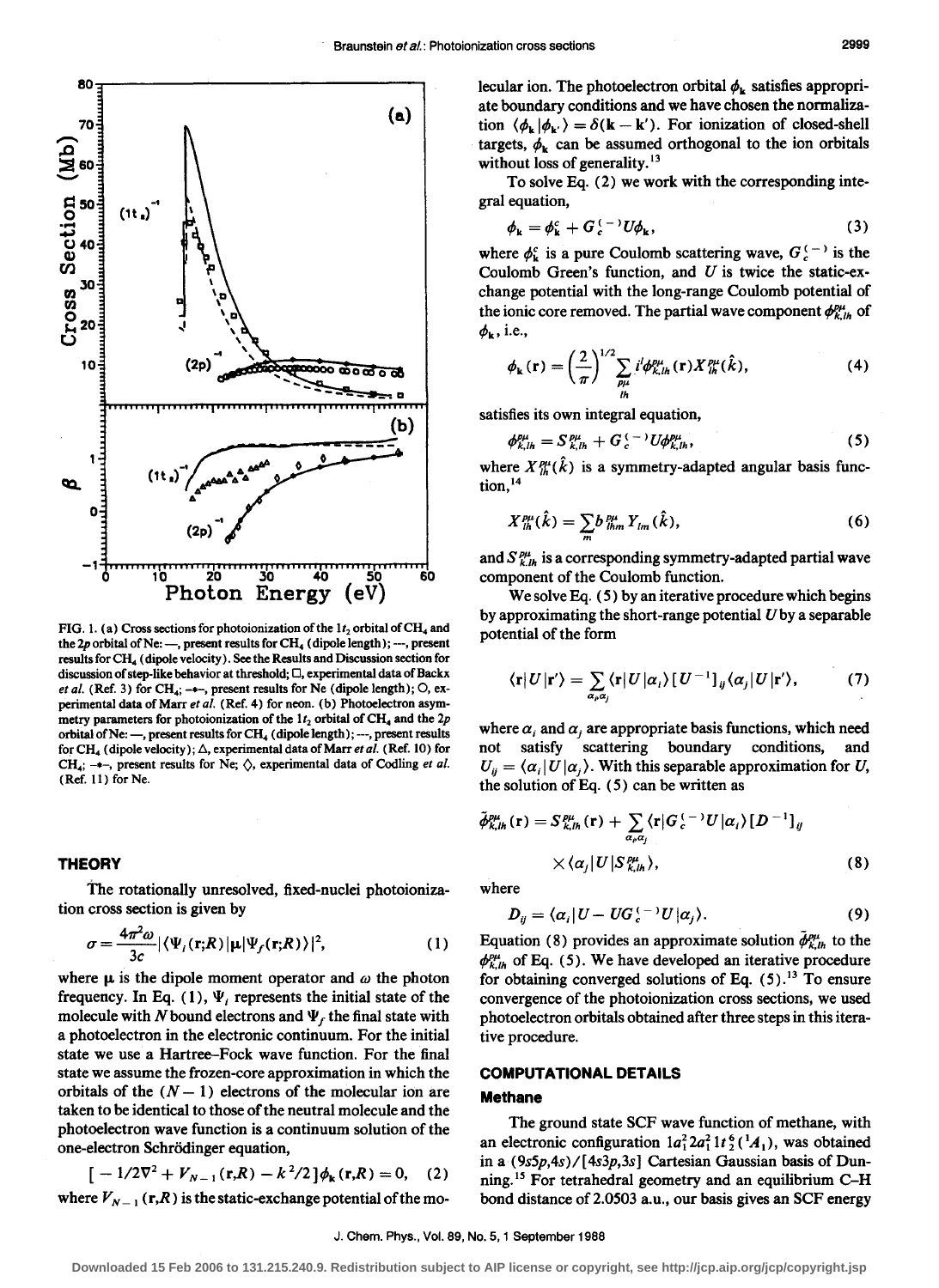FIG. 1. (a) Cross sections for photoionization of the $1t_2$ orbital of $CH_4$ and the $2p$ orbital of Ne: —, present results for $CH_4$ (dipole length); ---, present results for $CH_4$ (dipole velocity). See the Results and Discussion section for discussion of step-like behavior at threshold; □, experimental data of Backx *et al.* (Ref. 3) for $CH_4$; -•-, present results for Ne (dipole length); ○, experimental data of Marr *et al.* (Ref. 4) for neon. (b) Photoelectron asymmetry parameters for photoionization of the $1t_2$ orbital of $CH_4$ and the $2p$ orbital of Ne: —, present results for $CH_4$ (dipole length); ---, present results for $CH_4$ (dipole velocity); △, experimental data of Marr *et al.* (Ref. 10) for $CH_4$; -•-, present results for Ne; ◇, experimental data of Codling *et al.* (Ref. 11) for Ne.

## THEORY

The rotationally unresolved, fixed-nuclei photoionization cross section is given by

$$\sigma = \frac{4\pi^2\omega}{3c} |\langle \Psi_i(\mathbf{r};R)|\boldsymbol{\mu}|\Psi_f(\mathbf{r};R)\rangle|^2, \tag{1}$$

where $\boldsymbol{\mu}$ is the dipole moment operator and $\omega$ the photon frequency. In Eq. (1), $\Psi_i$ represents the initial state of the molecule with $N$ bound electrons and $\Psi_f$ the final state with a photoelectron in the electronic continuum. For the initial state we use a Hartree–Fock wave function. For the final state we assume the frozen-core approximation in which the orbitals of the $(N-1)$ electrons of the molecular ion are taken to be identical to those of the neutral molecule and the photoelectron wave function is a continuum solution of the one-electron Schrödinger equation,

$$[-1/2\nabla^2 + V_{N-1}(\mathbf{r},R) - k^2/2]\phi_{\mathbf{k}}(\mathbf{r},R) = 0, \tag{2}$$

where $V_{N-1}(\mathbf{r},R)$ is the static-exchange potential of the molecular ion. The photoelectron orbital $\phi_{\mathbf{k}}$ satisfies appropriate boundary conditions and we have chosen the normalization $\langle\phi_{\mathbf{k}}|\phi_{\mathbf{k}'}\rangle = \delta(\mathbf{k}-\mathbf{k}')$. For ionization of closed-shell targets, $\phi_{\mathbf{k}}$ can be assumed orthogonal to the ion orbitals without loss of generality.[13]

To solve Eq. (2) we work with the corresponding integral equation,

$$\phi_{\mathbf{k}} = \phi_{\mathbf{k}}^c + G_c^{(-)} U \phi_{\mathbf{k}}, \tag{3}$$

where $\phi_{\mathbf{k}}^c$ is a pure Coulomb scattering wave, $G_c^{(-)}$ is the Coulomb Green's function, and $U$ is twice the static-exchange potential with the long-range Coulomb potential of the ionic core removed. The partial wave component $\phi_{k,lh}^{p\mu}$ of $\phi_{\mathbf{k}}$, i.e.,

$$\phi_{\mathbf{k}}(\mathbf{r}) = \left(\frac{2}{\pi}\right)^{1/2} \sum_{\substack{p\mu \\ lh}} i^l \phi_{k,lh}^{p\mu}(\mathbf{r}) X_{lh}^{p\mu}(\hat{k}), \tag{4}$$

satisfies its own integral equation,

$$\phi_{k,lh}^{p\mu} = S_{k,lh}^{p\mu} + G_c^{(-)} U \phi_{k,lh}^{p\mu}, \tag{5}$$

where $X_{lh}^{p\mu}(\hat{k})$ is a symmetry-adapted angular basis function,[14]

$$X_{lh}^{p\mu}(\hat{k}) = \sum_m b_{lhm}^{p\mu} Y_{lm}(\hat{k}), \tag{6}$$

and $S_{k,lh}^{p\mu}$ is a corresponding symmetry-adapted partial wave component of the Coulomb function.

We solve Eq. (5) by an iterative procedure which begins by approximating the short-range potential $U$ by a separable potential of the form

$$\langle\mathbf{r}|U|\mathbf{r}'\rangle = \sum_{\alpha_i,\alpha_j} \langle\mathbf{r}|U|\alpha_i\rangle [U^{-1}]_{ij} \langle\alpha_j|U|\mathbf{r}'\rangle, \tag{7}$$

where $\alpha_i$ and $\alpha_j$ are appropriate basis functions, which need not satisfy scattering boundary conditions, and $U_{ij} = \langle\alpha_i|U|\alpha_j\rangle$. With this separable approximation for $U$, the solution of Eq. (5) can be written as

$$\tilde{\phi}_{k,lh}^{p\mu}(\mathbf{r}) = S_{k,lh}^{p\mu}(\mathbf{r}) + \sum_{\alpha_i,\alpha_j} \langle\mathbf{r}|G_c^{(-)}U|\alpha_i\rangle [D^{-1}]_{ij} \times \langle\alpha_j|U|S_{k,lh}^{p\mu}\rangle, \tag{8}$$

where

$$D_{ij} = \langle\alpha_i|U - UG_c^{(-)}U|\alpha_j\rangle. \tag{9}$$

Equation (8) provides an approximate solution $\tilde{\phi}_{k,lh}^{p\mu}$ to the $\phi_{k,lh}^{p\mu}$ of Eq. (5). We have developed an iterative procedure for obtaining converged solutions of Eq. (5).[13] To ensure convergence of the photoionization cross sections, we used photoelectron orbitals obtained after three steps in this iterative procedure.

## COMPUTATIONAL DETAILS

### Methane

The ground state SCF wave function of methane, with an electronic configuration $1a_1^2 2a_1^2 1t_2^6 (^1A_1)$, was obtained in a $(9s5p,4s)/[4s3p,3s]$ Cartesian Gaussian basis of Dunning.[15] For tetrahedral geometry and an equilibrium C–H bond distance of 2.0503 a.u., our basis gives an SCF energy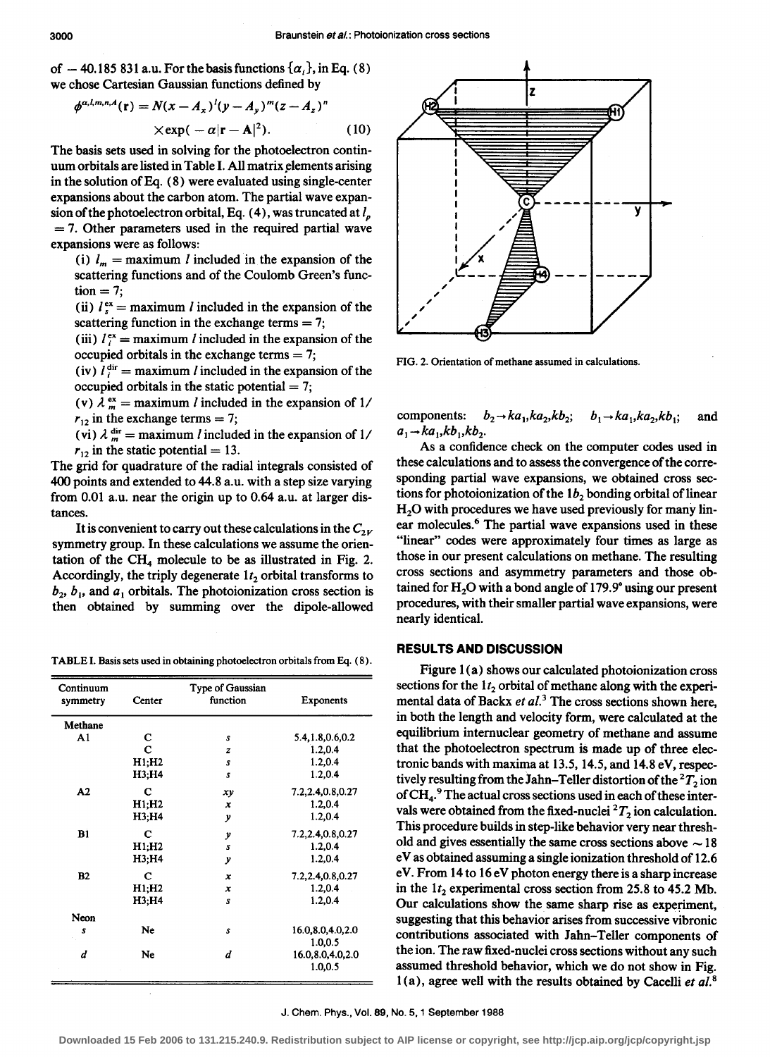of − 40.185 831 a.u. For the basis functions $\{\alpha_i\}$, in Eq. (8) we chose Cartesian Gaussian functions defined by

$$\phi^{\alpha,l,m,n,A}(\mathbf{r}) = N(x-A_x)^l(y-A_y)^m(z-A_z)^n \times \exp(-\alpha|\mathbf{r}-\mathbf{A}|^2). \quad (10)$$

The basis sets used in solving for the photoelectron continuum orbitals are listed in Table I. All matrix elements arising in the solution of Eq. (8) were evaluated using single-center expansions about the carbon atom. The partial wave expansion of the photoelectron orbital, Eq. (4), was truncated at $l_p = 7$. Other parameters used in the required partial wave expansions were as follows:

(i) $l_m$ = maximum $l$ included in the expansion of the scattering functions and of the Coulomb Green's function = 7;

(ii) $l_s^{ex}$ = maximum $l$ included in the expansion of the scattering function in the exchange terms = 7;

(iii) $l_i^{ex}$ = maximum $l$ included in the expansion of the occupied orbitals in the exchange terms = 7;

(iv) $l_i^{dir}$ = maximum $l$ included in the expansion of the occupied orbitals in the static potential = 7;

(v) $\lambda_m^{ex}$ = maximum $l$ included in the expansion of $1/r_{12}$ in the exchange terms = 7;

(vi) $\lambda_m^{dir}$ = maximum $l$ included in the expansion of $1/r_{12}$ in the static potential = 13.

The grid for quadrature of the radial integrals consisted of 400 points and extended to 44.8 a.u. with a step size varying from 0.01 a.u. near the origin up to 0.64 a.u. at larger distances.

It is convenient to carry out these calculations in the $C_{2V}$ symmetry group. In these calculations we assume the orientation of the $CH_4$ molecule to be as illustrated in Fig. 2. Accordingly, the triply degenerate $1t_2$ orbital transforms to $b_2$, $b_1$, and $a_1$ orbitals. The photoionization cross section is then obtained by summing over the dipole-allowed components: $b_2 \rightarrow ka_1, ka_2, kb_2$; $b_1 \rightarrow ka_1, ka_2, kb_1$; and $a_1 \rightarrow ka_1, kb_1, kb_2$.

FIG. 2. Orientation of methane assumed in calculations.

TABLE I. Basis sets used in obtaining photoelectron orbitals from Eq. (8).

| Continuum symmetry | Center | Type of Gaussian function | Exponents |
|---|---|---|---|
| Methane | | | |
| A1 | C | s | 5.4,1.8,0.6,0.2 |
| | C | z | 1.2,0.4 |
| | H1;H2 | s | 1.2,0.4 |
| | H3;H4 | s | 1.2,0.4 |
| A2 | C | xy | 7.2,2.4,0.8,0.27 |
| | H1;H2 | x | 1.2,0.4 |
| | H3;H4 | y | 1.2,0.4 |
| B1 | C | y | 7.2,2.4,0.8,0.27 |
| | H1;H2 | s | 1.2,0.4 |
| | H3;H4 | y | 1.2,0.4 |
| B2 | C | x | 7.2,2.4,0.8,0.27 |
| | H1;H2 | x | 1.2,0.4 |
| | H3;H4 | s | 1.2,0.4 |
| Neon | | | |
| s | Ne | s | 16.0,8.0,4.0,2.0 1.0,0.5 |
| d | Ne | d | 16.0,8.0,4.0,2.0 1.0,0.5 |

As a confidence check on the computer codes used in these calculations and to assess the convergence of the corresponding partial wave expansions, we obtained cross sections for photoionization of the $1b_2$ bonding orbital of linear $H_2O$ with procedures we have used previously for many linear molecules.[6] The partial wave expansions used in these "linear" codes were approximately four times as large as those in our present calculations on methane. The resulting cross sections and asymmetry parameters and those obtained for $H_2O$ with a bond angle of 179.9° using our present procedures, with their smaller partial wave expansions, were nearly identical.

## RESULTS AND DISCUSSION

Figure 1(a) shows our calculated photoionization cross sections for the $1t_2$ orbital of methane along with the experimental data of Backx *et al.*[3] The cross sections shown here, in both the length and velocity form, were calculated at the equilibrium internuclear geometry of methane and assume that the photoelectron spectrum is made up of three electronic bands with maxima at 13.5, 14.5, and 14.8 eV, respectively resulting from the Jahn–Teller distortion of the $^2T_2$ ion of $CH_4$.[9] The actual cross sections used in each of these intervals were obtained from the fixed-nuclei $^2T_2$ ion calculation. This procedure builds in step-like behavior very near threshold and gives essentially the same cross sections above ~18 eV as obtained assuming a single ionization threshold of 12.6 eV. From 14 to 16 eV photon energy there is a sharp increase in the $1t_2$ experimental cross section from 25.8 to 45.2 Mb. Our calculations show the same sharp rise as experiment, suggesting that this behavior arises from successive vibronic contributions associated with Jahn–Teller components of the ion. The raw fixed-nuclei cross sections without any such assumed threshold behavior, which we do not show in Fig. 1(a), agree well with the results obtained by Cacelli *et al.*[8]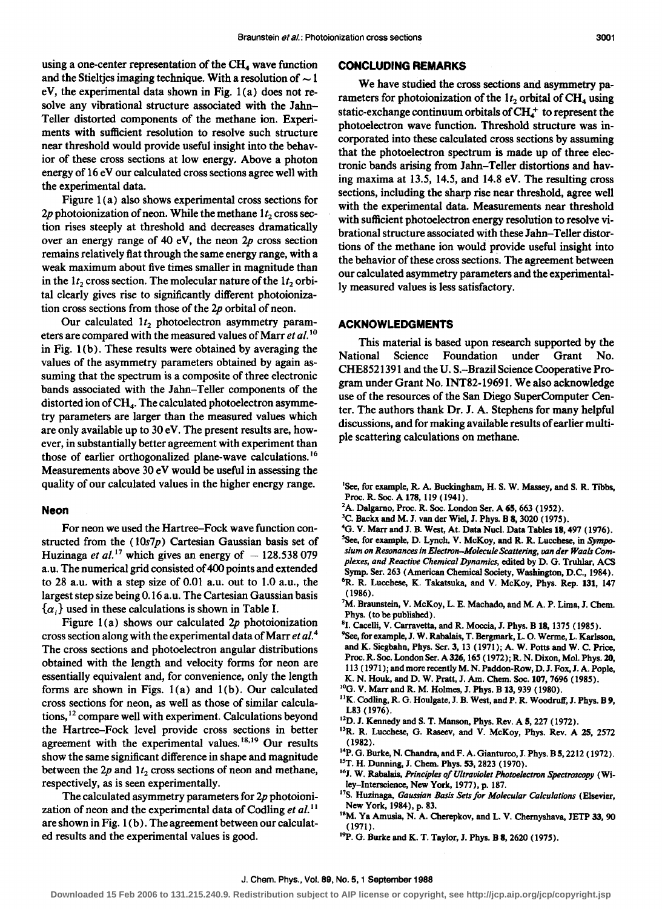using a one-center representation of the $CH_4$ wave function and the Stieltjes imaging technique. With a resolution of $\sim 1$ eV, the experimental data shown in Fig. 1(a) does not resolve any vibrational structure associated with the Jahn–Teller distorted components of the methane ion. Experiments with sufficient resolution to resolve such structure near threshold would provide useful insight into the behavior of these cross sections at low energy. Above a photon energy of 16 eV our calculated cross sections agree well with the experimental data.

Figure 1(a) also shows experimental cross sections for $2p$ photoionization of neon. While the methane $1t_2$ cross section rises steeply at threshold and decreases dramatically over an energy range of 40 eV, the neon $2p$ cross section remains relatively flat through the same energy range, with a weak maximum about five times smaller in magnitude than in the $1t_2$ cross section. The molecular nature of the $1t_2$ orbital clearly gives rise to significantly different photoionization cross sections from those of the $2p$ orbital of neon.

Our calculated $1t_2$ photoelectron asymmetry parameters are compared with the measured values of Marr *et al.*[10] in Fig. 1(b). These results were obtained by averaging the values of the asymmetry parameters obtained by again assuming that the spectrum is a composite of three electronic bands associated with the Jahn–Teller components of the distorted ion of $CH_4$. The calculated photoelectron asymmetry parameters are larger than the measured values which are only available up to 30 eV. The present results are, however, in substantially better agreement with experiment than those of earlier orthogonalized plane-wave calculations.[16] Measurements above 30 eV would be useful in assessing the quality of our calculated values in the higher energy range.

### Neon

For neon we used the Hartree–Fock wave function constructed from the $(10s7p)$ Cartesian Gaussian basis set of Huzinaga *et al.*[17] which gives an energy of $-128.538\,079$ a.u. The numerical grid consisted of 400 points and extended to 28 a.u. with a step size of 0.01 a.u. out to 1.0 a.u., the largest step size being 0.16 a.u. The Cartesian Gaussian basis $\{\alpha_i\}$ used in these calculations is shown in Table I.

Figure 1(a) shows our calculated $2p$ photoionization cross section along with the experimental data of Marr *et al.*[4] The cross sections and photoelectron angular distributions obtained with the length and velocity forms for neon are essentially equivalent and, for convenience, only the length forms are shown in Figs. 1(a) and 1(b). Our calculated cross sections for neon, as well as those of similar calculations,[12] compare well with experiment. Calculations beyond the Hartree–Fock level provide cross sections in better agreement with the experimental values.[18,19] Our results show the same significant difference in shape and magnitude between the $2p$ and $1t_2$ cross sections of neon and methane, respectively, as is seen experimentally.

The calculated asymmetry parameters for $2p$ photoionization of neon and the experimental data of Codling *et al.*[11] are shown in Fig. 1(b). The agreement between our calculated results and the experimental values is good.

## CONCLUDING REMARKS

We have studied the cross sections and asymmetry parameters for photoionization of the $1t_2$ orbital of $CH_4$ using static-exchange continuum orbitals of $CH_4^+$ to represent the photoelectron wave function. Threshold structure was incorporated into these calculated cross sections by assuming that the photoelectron spectrum is made up of three electronic bands arising from Jahn–Teller distortions and having maxima at 13.5, 14.5, and 14.8 eV. The resulting cross sections, including the sharp rise near threshold, agree well with the experimental data. Measurements near threshold with sufficient photoelectron energy resolution to resolve vibrational structure associated with these Jahn–Teller distortions of the methane ion would provide useful insight into the behavior of these cross sections. The agreement between our calculated asymmetry parameters and the experimentally measured values is less satisfactory.

## ACKNOWLEDGMENTS

This material is based upon research supported by the National Science Foundation under Grant No. CHE8521391 and the U. S.–Brazil Science Cooperative Program under Grant No. INT82-19691. We also acknowledge use of the resources of the San Diego SuperComputer Center. The authors thank Dr. J. A. Stephens for many helpful discussions, and for making available results of earlier multiple scattering calculations on methane.

[1] See, for example, R. A. Buckingham, H. S. W. Massey, and S. R. Tibbs, Proc. R. Soc. A **178**, 119 (1941).
[2] A. Dalgarno, Proc. R. Soc. London Ser. A **65**, 663 (1952).
[3] C. Backx and M. J. van der Wiel, J. Phys. B **8**, 3020 (1975).
[4] G. V. Marr and J. B. West, At. Data Nucl. Data Tables **18**, 497 (1976).
[5] See, for example, D. Lynch, V. McKoy, and R. R. Lucchese, in *Symposium on Resonances in Electron–Molecule Scattering, van der Waals Complexes, and Reactive Chemical Dynamics*, edited by D. G. Truhlar, ACS Symp. Ser. 263 (American Chemical Society, Washington, D.C., 1984).
[6] R. R. Lucchese, K. Takatsuka, and V. McKoy, Phys. Rep. **131**, 147 (1986).
[7] M. Braunstein, V. McKoy, L. E. Machado, and M. A. P. Lima, J. Chem. Phys. (to be published).
[8] I. Cacelli, V. Carravetta, and R. Moccia, J. Phys. B **18**, 1375 (1985).
[9] See, for example, J. W. Rabalais, T. Bergmark, L. O. Werme, L. Karlsson, and K. Siegbahn, Phys. Scr. **3**, 13 (1971); A. W. Potts and W. C. Price, Proc. R. Soc. London Ser. A **326**, 165 (1972); R. N. Dixon, Mol. Phys. **20**, 113 (1971); and more recently M. N. Paddon-Row, D. J. Fox, J. A. Pople, K. N. Houk, and D. W. Pratt, J. Am. Chem. Soc. **107**, 7696 (1985).
[10] G. V. Marr and R. M. Holmes, J. Phys. B **13**, 939 (1980).
[11] K. Codling, R. G. Houlgate, J. B. West, and P. R. Woodruff, J. Phys. B **9**, L83 (1976).
[12] D. J. Kennedy and S. T. Manson, Phys. Rev. A **5**, 227 (1972).
[13] R. R. Lucchese, G. Raseev, and V. McKoy, Phys. Rev. A **25**, 2572 (1982).
[14] P. G. Burke, N. Chandra, and F. A. Gianturco, J. Phys. B **5**, 2212 (1972).
[15] T. H. Dunning, J. Chem. Phys. **53**, 2823 (1970).
[16] J. W. Rabalais, *Principles of Ultraviolet Photoelectron Spectroscopy* (Wiley–Interscience, New York, 1977), p. 187.
[17] S. Huzinaga, *Gaussian Basis Sets for Molecular Calculations* (Elsevier, New York, 1984), p. 83.
[18] M. Ya Amusia, N. A. Cherepkov, and L. V. Chernyshava, JETP **33**, 90 (1971).
[19] P. G. Burke and K. T. Taylor, J. Phys. B **8**, 2620 (1975).